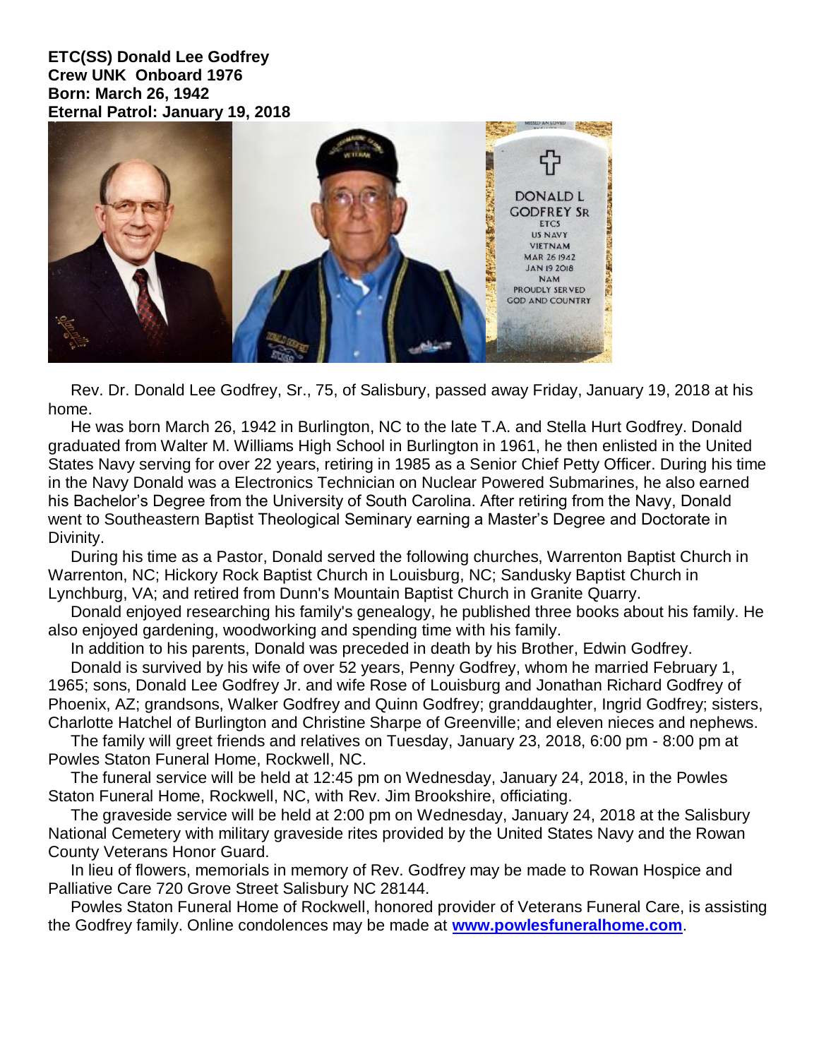**ETC(SS) Donald Lee Godfrey**
**Crew UNK Onboard 1976**
**Born: March 26, 1942**
**Eternal Patrol: January 19, 2018**

Rev. Dr. Donald Lee Godfrey, Sr., 75, of Salisbury, passed away Friday, January 19, 2018 at his home.

He was born March 26, 1942 in Burlington, NC to the late T.A. and Stella Hurt Godfrey. Donald graduated from Walter M. Williams High School in Burlington in 1961, he then enlisted in the United States Navy serving for over 22 years, retiring in 1985 as a Senior Chief Petty Officer. During his time in the Navy Donald was a Electronics Technician on Nuclear Powered Submarines, he also earned his Bachelor's Degree from the University of South Carolina. After retiring from the Navy, Donald went to Southeastern Baptist Theological Seminary earning a Master's Degree and Doctorate in Divinity.

During his time as a Pastor, Donald served the following churches, Warrenton Baptist Church in Warrenton, NC; Hickory Rock Baptist Church in Louisburg, NC; Sandusky Baptist Church in Lynchburg, VA; and retired from Dunn's Mountain Baptist Church in Granite Quarry.

Donald enjoyed researching his family's genealogy, he published three books about his family. He also enjoyed gardening, woodworking and spending time with his family.

In addition to his parents, Donald was preceded in death by his Brother, Edwin Godfrey.

Donald is survived by his wife of over 52 years, Penny Godfrey, whom he married February 1, 1965; sons, Donald Lee Godfrey Jr. and wife Rose of Louisburg and Jonathan Richard Godfrey of Phoenix, AZ; grandsons, Walker Godfrey and Quinn Godfrey; granddaughter, Ingrid Godfrey; sisters, Charlotte Hatchel of Burlington and Christine Sharpe of Greenville; and eleven nieces and nephews.

The family will greet friends and relatives on Tuesday, January 23, 2018, 6:00 pm - 8:00 pm at Powles Staton Funeral Home, Rockwell, NC.

The funeral service will be held at 12:45 pm on Wednesday, January 24, 2018, in the Powles Staton Funeral Home, Rockwell, NC, with Rev. Jim Brookshire, officiating.

The graveside service will be held at 2:00 pm on Wednesday, January 24, 2018 at the Salisbury National Cemetery with military graveside rites provided by the United States Navy and the Rowan County Veterans Honor Guard.

In lieu of flowers, memorials in memory of Rev. Godfrey may be made to Rowan Hospice and Palliative Care 720 Grove Street Salisbury NC 28144.

Powles Staton Funeral Home of Rockwell, honored provider of Veterans Funeral Care, is assisting the Godfrey family. Online condolences may be made at **www.powlesfuneralhome.com**.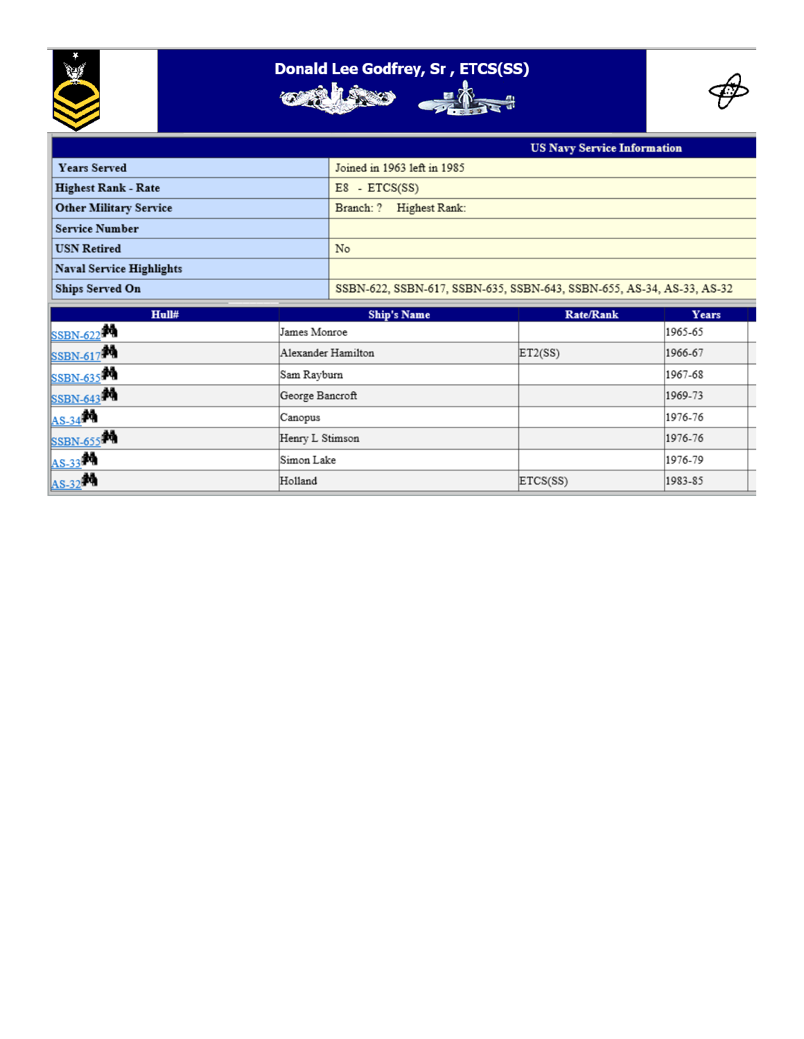# Donald Lee Godfrey, Sr , ETCS(SS)

| US Navy Service Information | |
|---|---|
| Years Served | Joined in 1963 left in 1985 |
| Highest Rank - Rate | E8 - ETCS(SS) |
| Other Military Service | Branch: ? Highest Rank: |
| Service Number | |
| USN Retired | No |
| Naval Service Highlights | |
| Ships Served On | SSBN-622, SSBN-617, SSBN-635, SSBN-643, SSBN-655, AS-34, AS-33, AS-32 |

| Hull# | Ship's Name | Rate/Rank | Years |
|---|---|---|---|
| SSBN-622 | James Monroe | | 1965-65 |
| SSBN-617 | Alexander Hamilton | ET2(SS) | 1966-67 |
| SSBN-635 | Sam Rayburn | | 1967-68 |
| SSBN-643 | George Bancroft | | 1969-73 |
| AS-34 | Canopus | | 1976-76 |
| SSBN-655 | Henry L Stimson | | 1976-76 |
| AS-33 | Simon Lake | | 1976-79 |
| AS-32 | Holland | ETCS(SS) | 1983-85 |